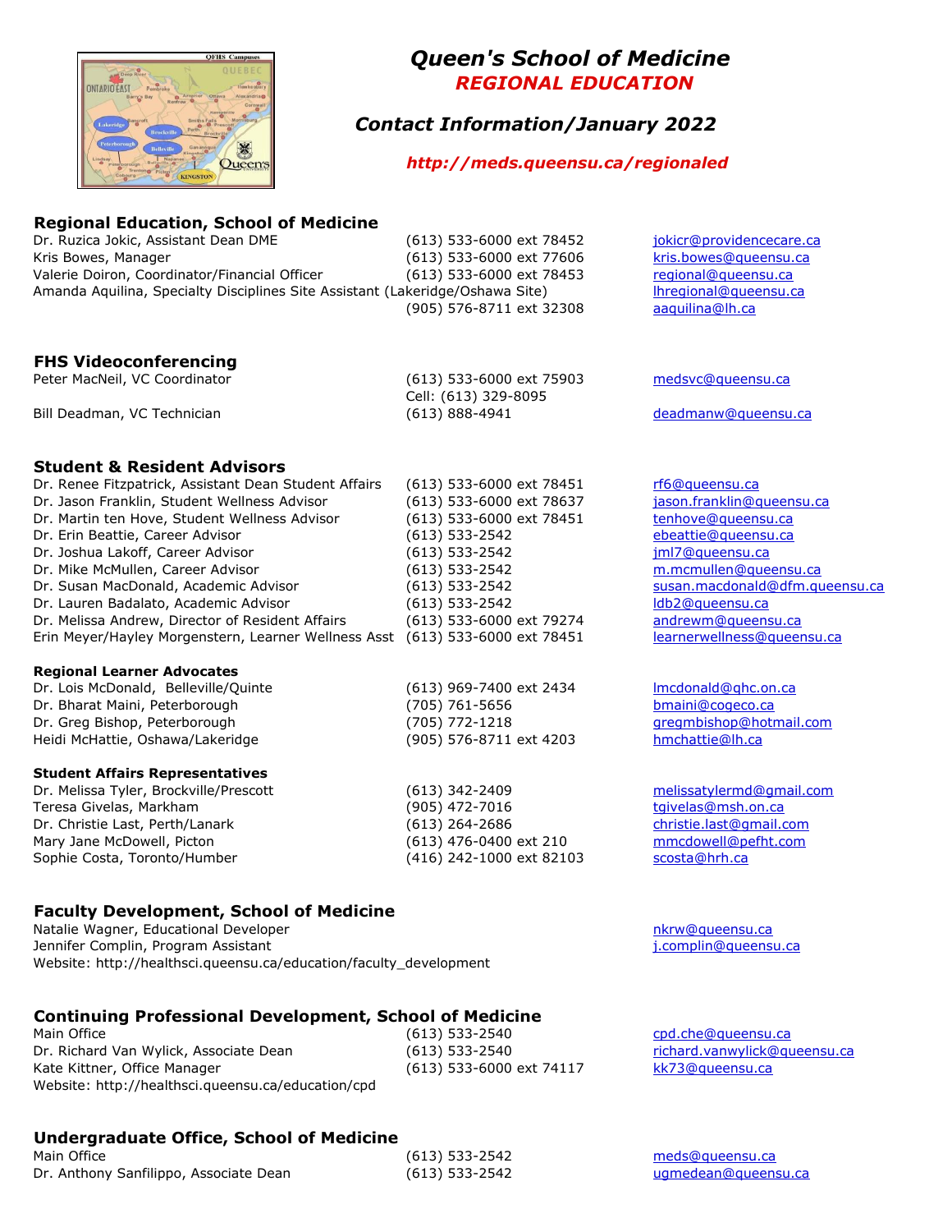# Queen's School of Medicine

## REGIONAL EDUCATION

### Contact Information/January 2022

http://meds.queensu.ca/regionaled

## Regional Education, School of Medicine

| | | |
|---|---|---|
| Dr. Ruzica Jokic, Assistant Dean DME | (613) 533-6000 ext 78452 | jokicr@providencecare.ca |
| Kris Bowes, Manager | (613) 533-6000 ext 77606 | kris.bowes@queensu.ca |
| Valerie Doiron, Coordinator/Financial Officer | (613) 533-6000 ext 78453 | regional@queensu.ca |
| Amanda Aquilina, Specialty Disciplines Site Assistant (Lakeridge/Oshawa Site) | (905) 576-8711 ext 32308 | lhregional@queensu.ca<br>aaquilina@lh.ca |

## FHS Videoconferencing

| | | |
|---|---|---|
| Peter MacNeil, VC Coordinator | (613) 533-6000 ext 75903<br>Cell: (613) 329-8095 | medsvc@queensu.ca |
| Bill Deadman, VC Technician | (613) 888-4941 | deadmanw@queensu.ca |

## Student & Resident Advisors

| | | |
|---|---|---|
| Dr. Renee Fitzpatrick, Assistant Dean Student Affairs | (613) 533-6000 ext 78451 | rf6@queensu.ca |
| Dr. Jason Franklin, Student Wellness Advisor | (613) 533-6000 ext 78637 | jason.franklin@queensu.ca |
| Dr. Martin ten Hove, Student Wellness Advisor | (613) 533-6000 ext 78451 | tenhove@queensu.ca |
| Dr. Erin Beattie, Career Advisor | (613) 533-2542 | ebeattie@queensu.ca |
| Dr. Joshua Lakoff, Career Advisor | (613) 533-2542 | jml7@queensu.ca |
| Dr. Mike McMullen, Career Advisor | (613) 533-2542 | m.mcmullen@queensu.ca |
| Dr. Susan MacDonald, Academic Advisor | (613) 533-2542 | susan.macdonald@dfm.queensu.ca |
| Dr. Lauren Badalato, Academic Advisor | (613) 533-2542 | ldb2@queensu.ca |
| Dr. Melissa Andrew, Director of Resident Affairs | (613) 533-6000 ext 79274 | andrewm@queensu.ca |
| Erin Meyer/Hayley Morgenstern, Learner Wellness Asst | (613) 533-6000 ext 78451 | learnerwellness@queensu.ca |

### Regional Learner Advocates

| | | |
|---|---|---|
| Dr. Lois McDonald, Belleville/Quinte | (613) 969-7400 ext 2434 | lmcdonald@qhc.on.ca |
| Dr. Bharat Maini, Peterborough | (705) 761-5656 | bmaini@cogeco.ca |
| Dr. Greg Bishop, Peterborough | (705) 772-1218 | gregmbishop@hotmail.com |
| Heidi McHattie, Oshawa/Lakeridge | (905) 576-8711 ext 4203 | hmchattie@lh.ca |

### Student Affairs Representatives

| | | |
|---|---|---|
| Dr. Melissa Tyler, Brockville/Prescott | (613) 342-2409 | melissatylermd@gmail.com |
| Teresa Givelas, Markham | (905) 472-7016 | tgivelas@msh.on.ca |
| Dr. Christie Last, Perth/Lanark | (613) 264-2686 | christie.last@gmail.com |
| Mary Jane McDowell, Picton | (613) 476-0400 ext 210 | mmcdowell@pefht.com |
| Sophie Costa, Toronto/Humber | (416) 242-1000 ext 82103 | scosta@hrh.ca |

## Faculty Development, School of Medicine

| | |
|---|---|
| Natalie Wagner, Educational Developer | nkrw@queensu.ca |
| Jennifer Complin, Program Assistant | j.complin@queensu.ca |

Website: http://healthsci.queensu.ca/education/faculty_development

## Continuing Professional Development, School of Medicine

| | | |
|---|---|---|
| Main Office | (613) 533-2540 | cpd.che@queensu.ca |
| Dr. Richard Van Wylick, Associate Dean | (613) 533-2540 | richard.vanwylick@queensu.ca |
| Kate Kittner, Office Manager | (613) 533-6000 ext 74117 | kk73@queensu.ca |

Website: http://healthsci.queensu.ca/education/cpd

## Undergraduate Office, School of Medicine

| | | |
|---|---|---|
| Main Office | (613) 533-2542 | meds@queensu.ca |
| Dr. Anthony Sanfilippo, Associate Dean | (613) 533-2542 | ugmedean@queensu.ca |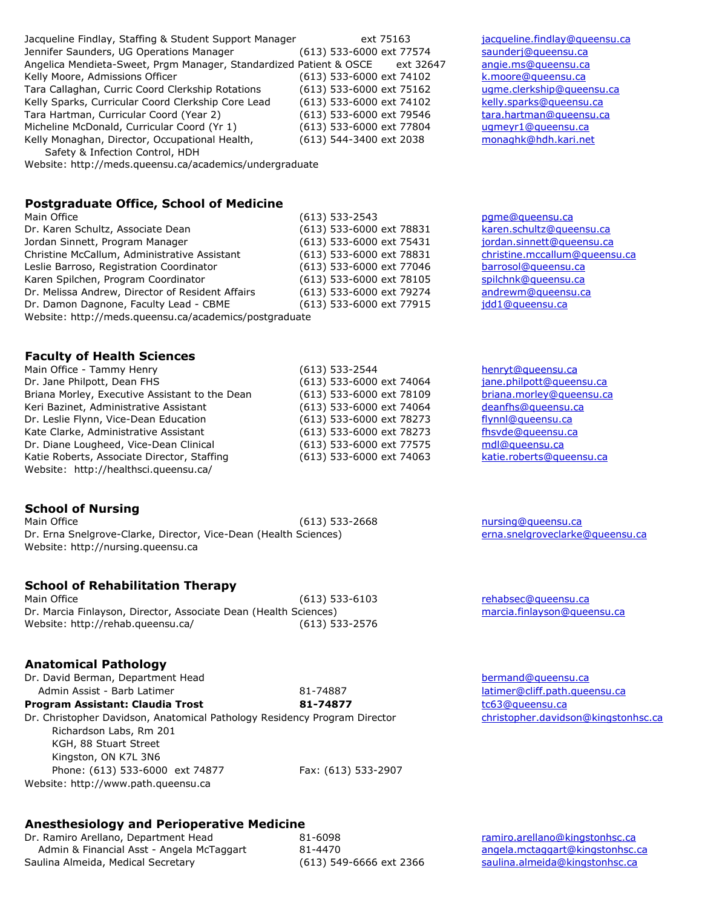| | | |
|---|---|---|
| Jacqueline Findlay, Staffing & Student Support Manager | ext 75163 | jacqueline.findlay@queensu.ca |
| Jennifer Saunders, UG Operations Manager | (613) 533-6000 ext 77574 | saunderj@queensu.ca |
| Angelica Mendieta-Sweet, Prgm Manager, Standardized Patient & OSCE | ext 32647 | angie.ms@queensu.ca |
| Kelly Moore, Admissions Officer | (613) 533-6000 ext 74102 | k.moore@queensu.ca |
| Tara Callaghan, Curric Coord Clerkship Rotations | (613) 533-6000 ext 75162 | ugme.clerkship@queensu.ca |
| Kelly Sparks, Curricular Coord Clerkship Core Lead | (613) 533-6000 ext 74102 | kelly.sparks@queensu.ca |
| Tara Hartman, Curricular Coord (Year 2) | (613) 533-6000 ext 79546 | tara.hartman@queensu.ca |
| Micheline McDonald, Curricular Coord (Yr 1) | (613) 533-6000 ext 77804 | ugmeyr1@queensu.ca |
| Kelly Monaghan, Director, Occupational Health, Safety & Infection Control, HDH | (613) 544-3400 ext 2038 | monaghk@hdh.kari.net |

Website: http://meds.queensu.ca/academics/undergraduate

## Postgraduate Office, School of Medicine

| | | |
|---|---|---|
| Main Office | (613) 533-2543 | pgme@queensu.ca |
| Dr. Karen Schultz, Associate Dean | (613) 533-6000 ext 78831 | karen.schultz@queensu.ca |
| Jordan Sinnett, Program Manager | (613) 533-6000 ext 75431 | jordan.sinnett@queensu.ca |
| Christine McCallum, Administrative Assistant | (613) 533-6000 ext 78831 | christine.mccallum@queensu.ca |
| Leslie Barroso, Registration Coordinator | (613) 533-6000 ext 77046 | barrosol@queensu.ca |
| Karen Spilchen, Program Coordinator | (613) 533-6000 ext 78105 | spilchnk@queensu.ca |
| Dr. Melissa Andrew, Director of Resident Affairs | (613) 533-6000 ext 79274 | andrewm@queensu.ca |
| Dr. Damon Dagnone, Faculty Lead - CBME | (613) 533-6000 ext 77915 | jdd1@queensu.ca |

Website: http://meds.queensu.ca/academics/postgraduate

## Faculty of Health Sciences

| | | |
|---|---|---|
| Main Office - Tammy Henry | (613) 533-2544 | henryt@queensu.ca |
| Dr. Jane Philpott, Dean FHS | (613) 533-6000 ext 74064 | jane.philpott@queensu.ca |
| Briana Morley, Executive Assistant to the Dean | (613) 533-6000 ext 78109 | briana.morley@queensu.ca |
| Keri Bazinet, Administrative Assistant | (613) 533-6000 ext 74064 | deanfhs@queensu.ca |
| Dr. Leslie Flynn, Vice-Dean Education | (613) 533-6000 ext 78273 | flynnl@queensu.ca |
| Kate Clarke, Administrative Assistant | (613) 533-6000 ext 78273 | fhsvde@queensu.ca |
| Dr. Diane Lougheed, Vice-Dean Clinical | (613) 533-6000 ext 77575 | mdl@queensu.ca |
| Katie Roberts, Associate Director, Staffing | (613) 533-6000 ext 74063 | katie.roberts@queensu.ca |

Website: http://healthsci.queensu.ca/

## School of Nursing

| | | |
|---|---|---|
| Main Office | (613) 533-2668 | nursing@queensu.ca |
| Dr. Erna Snelgrove-Clarke, Director, Vice-Dean (Health Sciences) | | erna.snelgroveclarke@queensu.ca |

Website: http://nursing.queensu.ca

## School of Rehabilitation Therapy

| | | |
|---|---|---|
| Main Office | (613) 533-6103 | rehabsec@queensu.ca |
| Dr. Marcia Finlayson, Director, Associate Dean (Health Sciences) | | marcia.finlayson@queensu.ca |
| Website: http://rehab.queensu.ca/ | (613) 533-2576 | |

## Anatomical Pathology

| | | |
|---|---|---|
| Dr. David Berman, Department Head | | bermand@queensu.ca |
| Admin Assist - Barb Latimer | 81-74887 | latimer@cliff.path.queensu.ca |
| **Program Assistant: Claudia Trost** | **81-74877** | tc63@queensu.ca |
| Dr. Christopher Davidson, Anatomical Pathology Residency Program Director | | christopher.davidson@kingstonhsc.ca |

Richardson Labs, Rm 201
KGH, 88 Stuart Street
Kingston, ON K7L 3N6
Phone: (613) 533-6000 ext 74877 Fax: (613) 533-2907

Website: http://www.path.queensu.ca

## Anesthesiology and Perioperative Medicine

| | | |
|---|---|---|
| Dr. Ramiro Arellano, Department Head | 81-6098 | ramiro.arellano@kingstonhsc.ca |
| Admin & Financial Asst - Angela McTaggart | 81-4470 | angela.mctaggart@kingstonhsc.ca |
| Saulina Almeida, Medical Secretary | (613) 549-6666 ext 2366 | saulina.almeida@kingstonhsc.ca |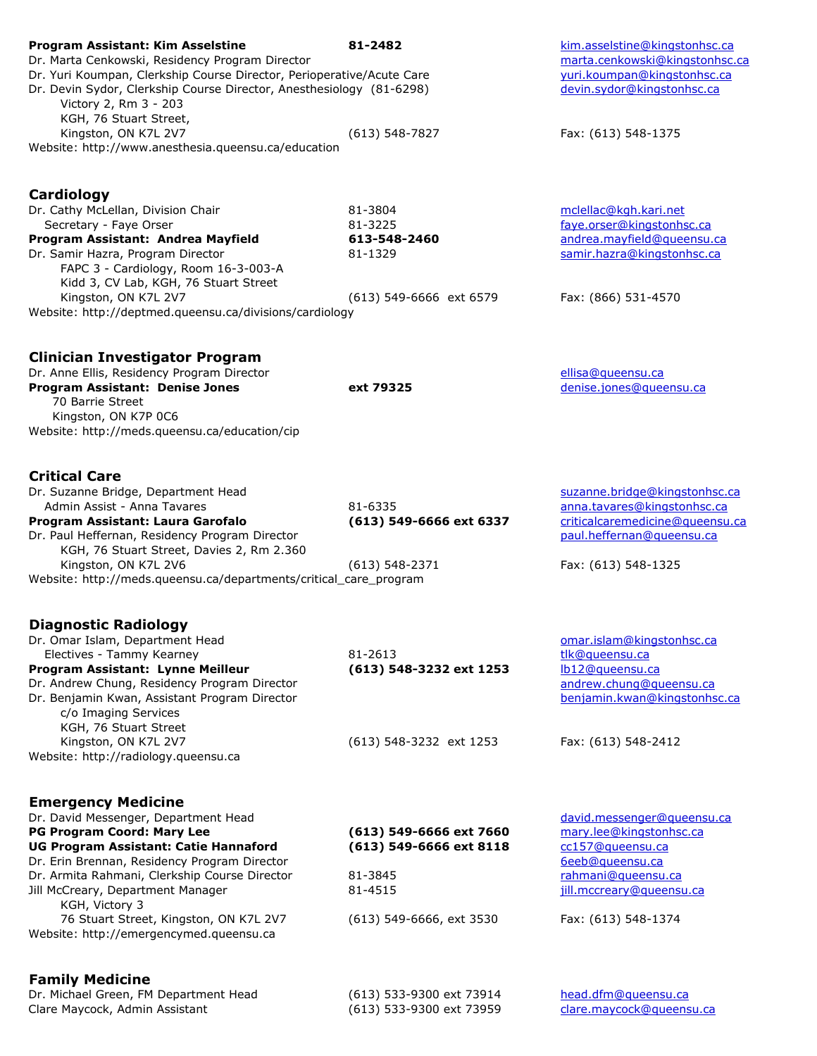**Program Assistant: Kim Asselstine** **81-2482** kim.asselstine@kingstonhsc.ca
Dr. Marta Cenkowski, Residency Program Director marta.cenkowski@kingstonhsc.ca
Dr. Yuri Koumpan, Clerkship Course Director, Perioperative/Acute Care yuri.koumpan@kingstonhsc.ca
Dr. Devin Sydor, Clerkship Course Director, Anesthesiology (81-6298) devin.sydor@kingstonhsc.ca
Victory 2, Rm 3 - 203
KGH, 76 Stuart Street,
Kingston, ON K7L 2V7 (613) 548-7827 Fax: (613) 548-1375
Website: http://www.anesthesia.queensu.ca/education

## Cardiology

Dr. Cathy McLellan, Division Chair 81-3804 mclellac@kgh.kari.net
Secretary - Faye Orser 81-3225 faye.orser@kingstonhsc.ca
**Program Assistant: Andrea Mayfield** **613-548-2460** andrea.mayfield@queensu.ca
Dr. Samir Hazra, Program Director 81-1329 samir.hazra@kingstonhsc.ca
FAPC 3 - Cardiology, Room 16-3-003-A
Kidd 3, CV Lab, KGH, 76 Stuart Street
Kingston, ON K7L 2V7 (613) 549-6666 ext 6579 Fax: (866) 531-4570
Website: http://deptmed.queensu.ca/divisions/cardiology

## Clinician Investigator Program

Dr. Anne Ellis, Residency Program Director ellisa@queensu.ca
**Program Assistant: Denise Jones** **ext 79325** denise.jones@queensu.ca
70 Barrie Street
Kingston, ON K7P 0C6
Website: http://meds.queensu.ca/education/cip

## Critical Care

Dr. Suzanne Bridge, Department Head suzanne.bridge@kingstonhsc.ca
Admin Assist - Anna Tavares 81-6335 anna.tavares@kingstonhsc.ca
**Program Assistant: Laura Garofalo** **(613) 549-6666 ext 6337** criticalcaremedicine@queensu.ca
Dr. Paul Heffernan, Residency Program Director paul.heffernan@queensu.ca
KGH, 76 Stuart Street, Davies 2, Rm 2.360
Kingston, ON K7L 2V6 (613) 548-2371 Fax: (613) 548-1325
Website: http://meds.queensu.ca/departments/critical_care_program

## Diagnostic Radiology

Dr. Omar Islam, Department Head omar.islam@kingstonhsc.ca
Electives - Tammy Kearney 81-2613 tlk@queensu.ca
**Program Assistant: Lynne Meilleur** **(613) 548-3232 ext 1253** lb12@queensu.ca
Dr. Andrew Chung, Residency Program Director andrew.chung@queensu.ca
Dr. Benjamin Kwan, Assistant Program Director benjamin.kwan@kingstonhsc.ca
c/o Imaging Services
KGH, 76 Stuart Street
Kingston, ON K7L 2V7 (613) 548-3232 ext 1253 Fax: (613) 548-2412
Website: http://radiology.queensu.ca

## Emergency Medicine

Dr. David Messenger, Department Head david.messenger@queensu.ca
**PG Program Coord: Mary Lee** **(613) 549-6666 ext 7660** mary.lee@kingstonhsc.ca
**UG Program Assistant: Catie Hannaford** **(613) 549-6666 ext 8118** cc157@queensu.ca
Dr. Erin Brennan, Residency Program Director 6eeb@queensu.ca
Dr. Armita Rahmani, Clerkship Course Director 81-3845 rahmani@queensu.ca
Jill McCreary, Department Manager 81-4515 jill.mccreary@queensu.ca
KGH, Victory 3
76 Stuart Street, Kingston, ON K7L 2V7 (613) 549-6666, ext 3530 Fax: (613) 548-1374
Website: http://emergencymed.queensu.ca

## Family Medicine

Dr. Michael Green, FM Department Head (613) 533-9300 ext 73914 head.dfm@queensu.ca
Clare Maycock, Admin Assistant (613) 533-9300 ext 73959 clare.maycock@queensu.ca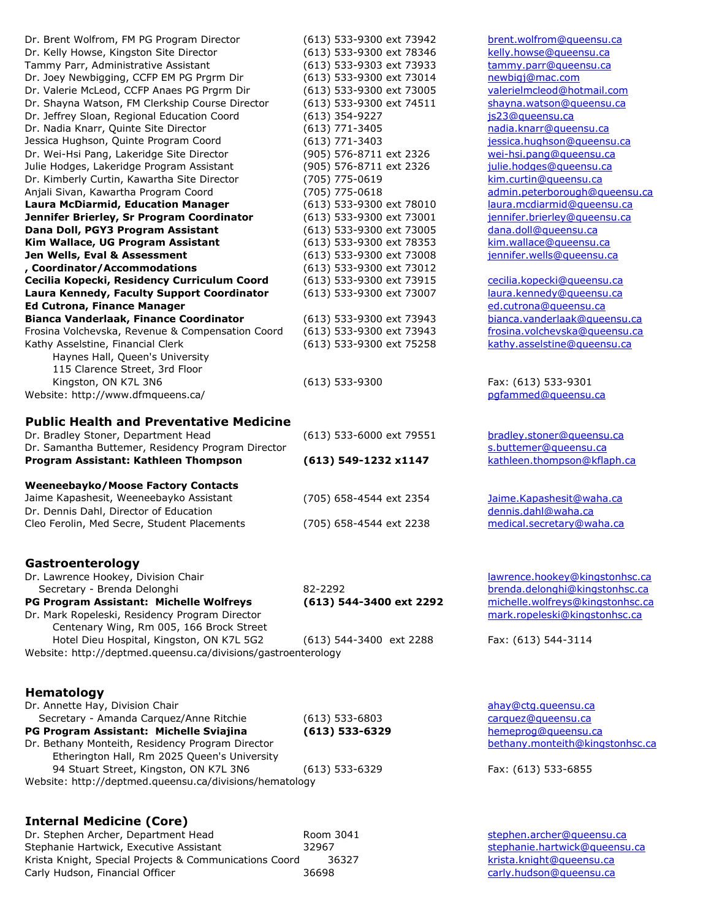| | | |
|---|---|---|
| Dr. Brent Wolfrom, FM PG Program Director | (613) 533-9300 ext 73942 | brent.wolfrom@queensu.ca |
| Dr. Kelly Howse, Kingston Site Director | (613) 533-9300 ext 78346 | kelly.howse@queensu.ca |
| Tammy Parr, Administrative Assistant | (613) 533-9303 ext 73933 | tammy.parr@queensu.ca |
| Dr. Joey Newbigging, CCFP EM PG Prgrm Dir | (613) 533-9300 ext 73014 | newbigj@mac.com |
| Dr. Valerie McLeod, CCFP Anaes PG Prgrm Dir | (613) 533-9300 ext 73005 | valerielmcleod@hotmail.com |
| Dr. Shayna Watson, FM Clerkship Course Director | (613) 533-9300 ext 74511 | shayna.watson@queensu.ca |
| Dr. Jeffrey Sloan, Regional Education Coord | (613) 354-9227 | js23@queensu.ca |
| Dr. Nadia Knarr, Quinte Site Director | (613) 771-3405 | nadia.knarr@queensu.ca |
| Jessica Hughson, Quinte Program Coord | (613) 771-3403 | jessica.hughson@queensu.ca |
| Dr. Wei-Hsi Pang, Lakeridge Site Director | (905) 576-8711 ext 2326 | wei-hsi.pang@queensu.ca |
| Julie Hodges, Lakeridge Program Assistant | (905) 576-8711 ext 2326 | julie.hodges@queensu.ca |
| Dr. Kimberly Curtin, Kawartha Site Director | (705) 775-0619 | kim.curtin@queensu.ca |
| Anjali Sivan, Kawartha Program Coord | (705) 775-0618 | admin.peterborough@queensu.ca |
| **Laura McDiarmid, Education Manager** | (613) 533-9300 ext 78010 | laura.mcdiarmid@queensu.ca |
| **Jennifer Brierley, Sr Program Coordinator** | (613) 533-9300 ext 73001 | jennifer.brierley@queensu.ca |
| **Dana Doll, PGY3 Program Assistant** | (613) 533-9300 ext 73005 | dana.doll@queensu.ca |
| **Kim Wallace, UG Program Assistant** | (613) 533-9300 ext 78353 | kim.wallace@queensu.ca |
| **Jen Wells, Eval & Assessment** | (613) 533-9300 ext 73008 | jennifer.wells@queensu.ca |
| **, Coordinator/Accommodations** | (613) 533-9300 ext 73012 | |
| **Cecilia Kopecki, Residency Curriculum Coord** | (613) 533-9300 ext 73915 | cecilia.kopecki@queensu.ca |
| **Laura Kennedy, Faculty Support Coordinator** | (613) 533-9300 ext 73007 | laura.kennedy@queensu.ca |
| **Ed Cutrona, Finance Manager** | | ed.cutrona@queensu.ca |
| **Bianca Vanderlaak, Finance Coordinator** | (613) 533-9300 ext 73943 | bianca.vanderlaak@queensu.ca |
| Frosina Volchevska, Revenue & Compensation Coord | (613) 533-9300 ext 73943 | frosina.volchevska@queensu.ca |
| Kathy Asselstine, Financial Clerk | (613) 533-9300 ext 75258 | kathy.asselstine@queensu.ca |
| Haynes Hall, Queen's University<br>115 Clarence Street, 3rd Floor<br>Kingston, ON K7L 3N6 | (613) 533-9300 | Fax: (613) 533-9301 |
| Website: http://www.dfmqueens.ca/ | | pgfammed@queensu.ca |

## Public Health and Preventative Medicine

| | | |
|---|---|---|
| Dr. Bradley Stoner, Department Head | (613) 533-6000 ext 79551 | bradley.stoner@queensu.ca |
| Dr. Samantha Buttemer, Residency Program Director | | s.buttemer@queensu.ca |
| **Program Assistant: Kathleen Thompson** | **(613) 549-1232 x1147** | kathleen.thompson@kflaph.ca |

**Weeneebayko/Moose Factory Contacts**

| | | |
|---|---|---|
| Jaime Kapashesit, Weeneebayko Assistant | (705) 658-4544 ext 2354 | Jaime.Kapashesit@waha.ca |
| Dr. Dennis Dahl, Director of Education | | dennis.dahl@waha.ca |
| Cleo Ferolin, Med Secre, Student Placements | (705) 658-4544 ext 2238 | medical.secretary@waha.ca |

## Gastroenterology

| | | |
|---|---|---|
| Dr. Lawrence Hookey, Division Chair | | lawrence.hookey@kingstonhsc.ca |
| Secretary - Brenda Delonghi | 82-2292 | brenda.delonghi@kingstonhsc.ca |
| **PG Program Assistant: Michelle Wolfreys** | **(613) 544-3400 ext 2292** | michelle.wolfreys@kingstonhsc.ca |
| Dr. Mark Ropeleski, Residency Program Director | | mark.ropeleski@kingstonhsc.ca |
| Centenary Wing, Rm 005, 166 Brock Street<br>Hotel Dieu Hospital, Kingston, ON K7L 5G2 | (613) 544-3400 ext 2288 | Fax: (613) 544-3114 |

Website: http://deptmed.queensu.ca/divisions/gastroenterology

## Hematology

| | | |
|---|---|---|
| Dr. Annette Hay, Division Chair | | ahay@ctg.queensu.ca |
| Secretary - Amanda Carquez/Anne Ritchie | (613) 533-6803 | carquez@queensu.ca |
| **PG Program Assistant: Michelle Sviajina** | **(613) 533-6329** | hemeprog@queensu.ca |
| Dr. Bethany Monteith, Residency Program Director | | bethany.monteith@kingstonhsc.ca |
| Etherington Hall, Rm 2025 Queen's University<br>94 Stuart Street, Kingston, ON K7L 3N6 | (613) 533-6329 | Fax: (613) 533-6855 |

Website: http://deptmed.queensu.ca/divisions/hematology

## Internal Medicine (Core)

| | | |
|---|---|---|
| Dr. Stephen Archer, Department Head | Room 3041 | stephen.archer@queensu.ca |
| Stephanie Hartwick, Executive Assistant | 32967 | stephanie.hartwick@queensu.ca |
| Krista Knight, Special Projects & Communications Coord | 36327 | krista.knight@queensu.ca |
| Carly Hudson, Financial Officer | 36698 | carly.hudson@queensu.ca |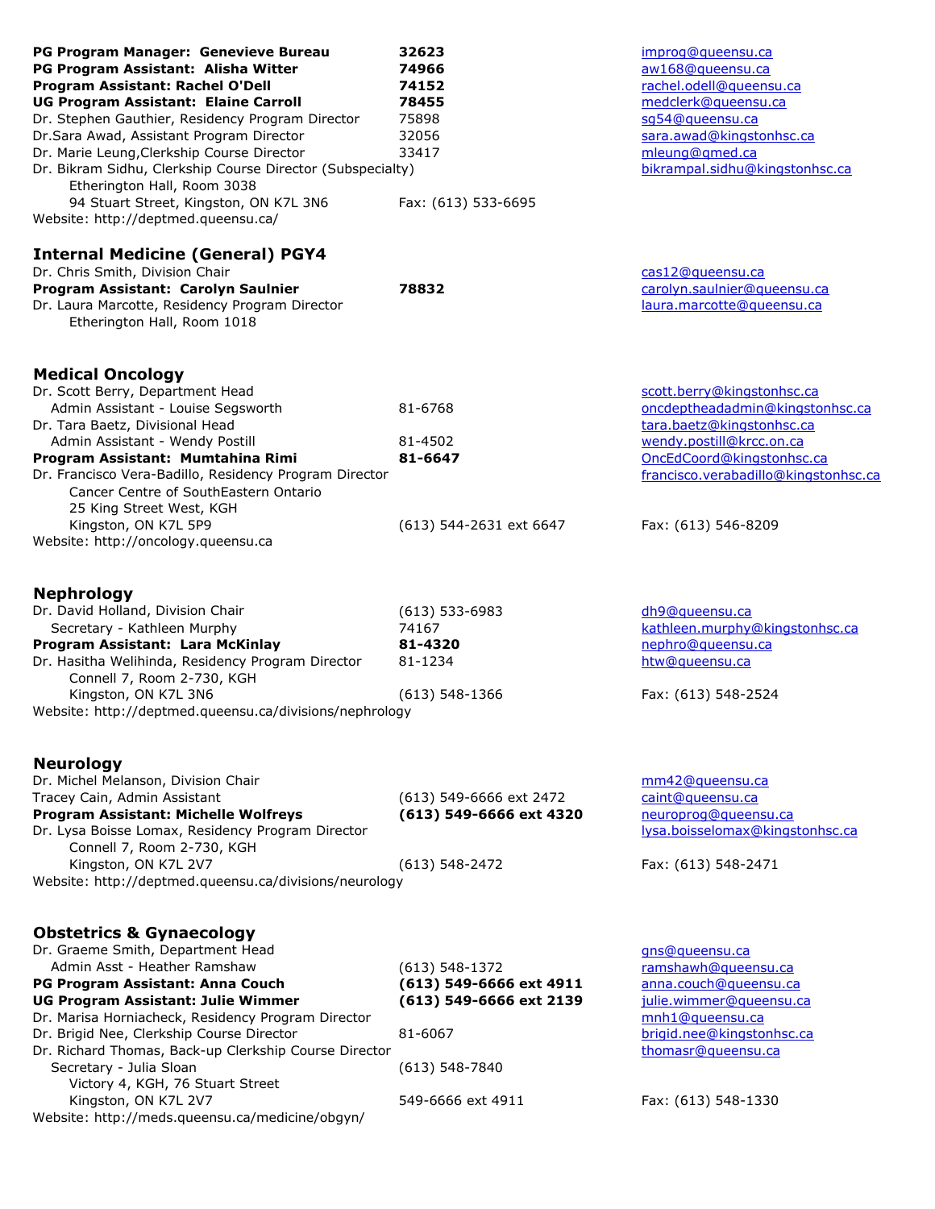| | | |
|---|---|---|
| **PG Program Manager: Genevieve Bureau** | **32623** | improg@queensu.ca |
| **PG Program Assistant: Alisha Witter** | **74966** | aw168@queensu.ca |
| **Program Assistant: Rachel O'Dell** | **74152** | rachel.odell@queensu.ca |
| **UG Program Assistant: Elaine Carroll** | **78455** | medclerk@queensu.ca |
| Dr. Stephen Gauthier, Residency Program Director | 75898 | sg54@queensu.ca |
| Dr.Sara Awad, Assistant Program Director | 32056 | sara.awad@kingstonhsc.ca |
| Dr. Marie Leung,Clerkship Course Director | 33417 | mleung@qmed.ca |
| Dr. Bikram Sidhu, Clerkship Course Director (Subspecialty) | | bikrampal.sidhu@kingstonhsc.ca |
| Etherington Hall, Room 3038 | | |
| 94 Stuart Street, Kingston, ON K7L 3N6 | Fax: (613) 533-6695 | |
| Website: http://deptmed.queensu.ca/ | | |

## Internal Medicine (General) PGY4

| | | |
|---|---|---|
| Dr. Chris Smith, Division Chair | | cas12@queensu.ca |
| **Program Assistant: Carolyn Saulnier** | **78832** | carolyn.saulnier@queensu.ca |
| Dr. Laura Marcotte, Residency Program Director | | laura.marcotte@queensu.ca |
| Etherington Hall, Room 1018 | | |

## Medical Oncology

| | | |
|---|---|---|
| Dr. Scott Berry, Department Head | | scott.berry@kingstonhsc.ca |
| Admin Assistant - Louise Segsworth | 81-6768 | oncdeptheadadmin@kingstonhsc.ca |
| Dr. Tara Baetz, Divisional Head | | tara.baetz@kingstonhsc.ca |
| Admin Assistant - Wendy Postill | 81-4502 | wendy.postill@krcc.on.ca |
| **Program Assistant: Mumtahina Rimi** | **81-6647** | OncEdCoord@kingstonhsc.ca |
| Dr. Francisco Vera-Badillo, Residency Program Director | | francisco.verabadillo@kingstonhsc.ca |
| Cancer Centre of SouthEastern Ontario | | |
| 25 King Street West, KGH | | |
| Kingston, ON K7L 5P9 | (613) 544-2631 ext 6647 | Fax: (613) 546-8209 |
| Website: http://oncology.queensu.ca | | |

## Nephrology

| | | |
|---|---|---|
| Dr. David Holland, Division Chair | (613) 533-6983 | dh9@queensu.ca |
| Secretary - Kathleen Murphy | 74167 | kathleen.murphy@kingstonhsc.ca |
| **Program Assistant: Lara McKinlay** | **81-4320** | nephro@queensu.ca |
| Dr. Hasitha Welihinda, Residency Program Director | 81-1234 | htw@queensu.ca |
| Connell 7, Room 2-730, KGH | | |
| Kingston, ON K7L 3N6 | (613) 548-1366 | Fax: (613) 548-2524 |
| Website: http://deptmed.queensu.ca/divisions/nephrology | | |

## Neurology

| | | |
|---|---|---|
| Dr. Michel Melanson, Division Chair | | mm42@queensu.ca |
| Tracey Cain, Admin Assistant | (613) 549-6666 ext 2472 | caint@queensu.ca |
| **Program Assistant: Michelle Wolfreys** | **(613) 549-6666 ext 4320** | neuroprog@queensu.ca |
| Dr. Lysa Boisse Lomax, Residency Program Director | | lysa.boisselomax@kingstonhsc.ca |
| Connell 7, Room 2-730, KGH | | |
| Kingston, ON K7L 2V7 | (613) 548-2472 | Fax: (613) 548-2471 |
| Website: http://deptmed.queensu.ca/divisions/neurology | | |

## Obstetrics & Gynaecology

| | | |
|---|---|---|
| Dr. Graeme Smith, Department Head | | gns@queensu.ca |
| Admin Asst - Heather Ramshaw | (613) 548-1372 | ramshawh@queensu.ca |
| **PG Program Assistant: Anna Couch** | **(613) 549-6666 ext 4911** | anna.couch@queensu.ca |
| **UG Program Assistant: Julie Wimmer** | **(613) 549-6666 ext 2139** | julie.wimmer@queensu.ca |
| Dr. Marisa Horniacheck, Residency Program Director | | mnh1@queensu.ca |
| Dr. Brigid Nee, Clerkship Course Director | 81-6067 | brigid.nee@kingstonhsc.ca |
| Dr. Richard Thomas, Back-up Clerkship Course Director | | thomasr@queensu.ca |
| Secretary - Julia Sloan | (613) 548-7840 | |
| Victory 4, KGH, 76 Stuart Street | | |
| Kingston, ON K7L 2V7 | 549-6666 ext 4911 | Fax: (613) 548-1330 |
| Website: http://meds.queensu.ca/medicine/obgyn/ | | |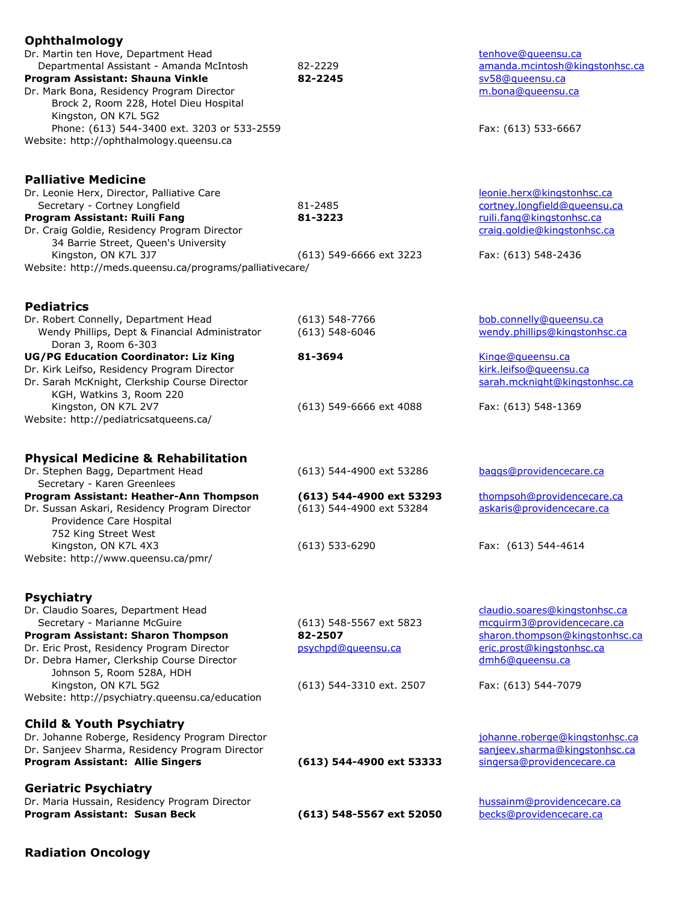## Ophthalmology

| | | |
|---|---|---|
| Dr. Martin ten Hove, Department Head | | tenhove@queensu.ca |
| Departmental Assistant - Amanda McIntosh | 82-2229 | amanda.mcintosh@kingstonhsc.ca |
| **Program Assistant: Shauna Vinkle** | **82-2245** | sv58@queensu.ca |
| Dr. Mark Bona, Residency Program Director | | m.bona@queensu.ca |
| Brock 2, Room 228, Hotel Dieu Hospital | | |
| Kingston, ON K7L 5G2 | | |
| Phone: (613) 544-3400 ext. 3203 or 533-2559 | | Fax: (613) 533-6667 |

Website: http://ophthalmology.queensu.ca

## Palliative Medicine

| | | |
|---|---|---|
| Dr. Leonie Herx, Director, Palliative Care | | leonie.herx@kingstonhsc.ca |
| Secretary - Cortney Longfield | 81-2485 | cortney.longfield@queensu.ca |
| **Program Assistant: Ruili Fang** | **81-3223** | ruili.fang@kingstonhsc.ca |
| Dr. Craig Goldie, Residency Program Director | | craig.goldie@kingstonhsc.ca |
| 34 Barrie Street, Queen's University | | |
| Kingston, ON K7L 3J7 | (613) 549-6666 ext 3223 | Fax: (613) 548-2436 |

Website: http://meds.queensu.ca/programs/palliativecare/

## Pediatrics

| | | |
|---|---|---|
| Dr. Robert Connelly, Department Head | (613) 548-7766 | bob.connelly@queensu.ca |
| Wendy Phillips, Dept & Financial Administrator | (613) 548-6046 | wendy.phillips@kingstonhsc.ca |
| Doran 3, Room 6-303 | | |
| **UG/PG Education Coordinator: Liz King** | **81-3694** | Kinge@queensu.ca |
| Dr. Kirk Leifso, Residency Program Director | | kirk.leifso@queensu.ca |
| Dr. Sarah McKnight, Clerkship Course Director | | sarah.mcknight@kingstonhsc.ca |
| KGH, Watkins 3, Room 220 | | |
| Kingston, ON K7L 2V7 | (613) 549-6666 ext 4088 | Fax: (613) 548-1369 |

Website: http://pediatricsatqueens.ca/

## Physical Medicine & Rehabilitation

| | | |
|---|---|---|
| Dr. Stephen Bagg, Department Head | (613) 544-4900 ext 53286 | baggs@providencecare.ca |
| Secretary - Karen Greenlees | | |
| **Program Assistant: Heather-Ann Thompson** | **(613) 544-4900 ext 53293** | thompsoh@providencecare.ca |
| Dr. Sussan Askari, Residency Program Director | (613) 544-4900 ext 53284 | askaris@providencecare.ca |
| Providence Care Hospital | | |
| 752 King Street West | | |
| Kingston, ON K7L 4X3 | (613) 533-6290 | Fax: (613) 544-4614 |

Website: http://www.queensu.ca/pmr/

## Psychiatry

| | | |
|---|---|---|
| Dr. Claudio Soares, Department Head | | claudio.soares@kingstonhsc.ca |
| Secretary - Marianne McGuire | (613) 548-5567 ext 5823 | mcguirm3@providencecare.ca |
| **Program Assistant: Sharon Thompson** | **82-2507** | sharon.thompson@kingstonhsc.ca |
| Dr. Eric Prost, Residency Program Director | psychpd@queensu.ca | eric.prost@kingstonhsc.ca |
| Dr. Debra Hamer, Clerkship Course Director | | dmh6@queensu.ca |
| Johnson 5, Room 528A, HDH | | |
| Kingston, ON K7L 5G2 | (613) 544-3310 ext. 2507 | Fax: (613) 544-7079 |

Website: http://psychiatry.queensu.ca/education

## Child & Youth Psychiatry

| | | |
|---|---|---|
| Dr. Johanne Roberge, Residency Program Director | | johanne.roberge@kingstonhsc.ca |
| Dr. Sanjeev Sharma, Residency Program Director | | sanjeev.sharma@kingstonhsc.ca |
| **Program Assistant: Allie Singers** | **(613) 544-4900 ext 53333** | singersa@providencecare.ca |

## Geriatric Psychiatry

| | | |
|---|---|---|
| Dr. Maria Hussain, Residency Program Director | | hussainm@providencecare.ca |
| **Program Assistant: Susan Beck** | **(613) 548-5567 ext 52050** | becks@providencecare.ca |

## Radiation Oncology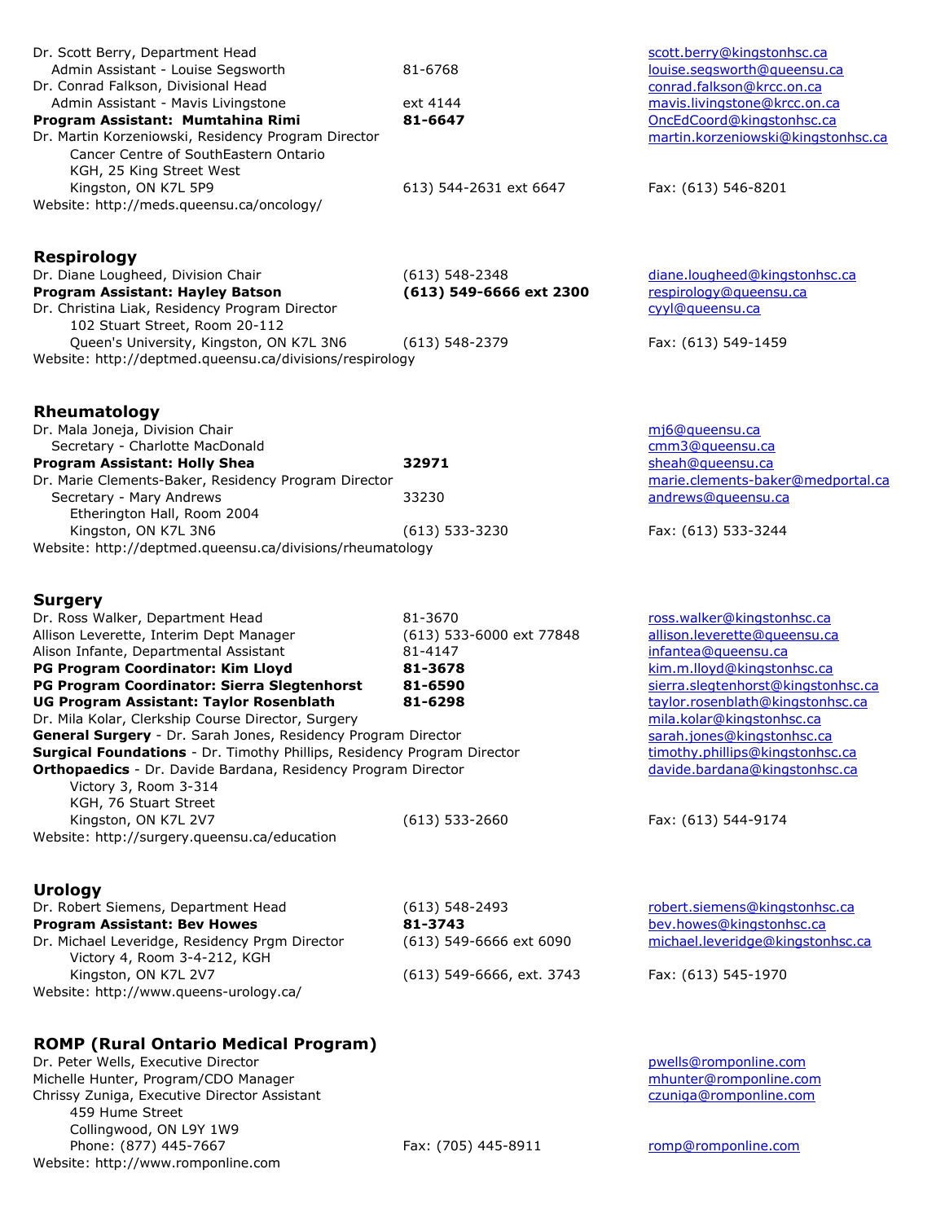Dr. Scott Berry, Department Head | | scott.berry@kingstonhsc.ca
Admin Assistant - Louise Segsworth | 81-6768 | louise.segsworth@queensu.ca
Dr. Conrad Falkson, Divisional Head | | conrad.falkson@krcc.on.ca
Admin Assistant - Mavis Livingstone | ext 4144 | mavis.livingstone@krcc.on.ca
**Program Assistant: Mumtahina Rimi** | **81-6647** | OncEdCoord@kingstonhsc.ca
Dr. Martin Korzeniowski, Residency Program Director | | martin.korzeniowski@kingstonhsc.ca

Cancer Centre of SouthEastern Ontario
KGH, 25 King Street West
Kingston, ON K7L 5P9 | 613) 544-2631 ext 6647 | Fax: (613) 546-8201

Website: http://meds.queensu.ca/oncology/

## Respirology

Dr. Diane Lougheed, Division Chair | (613) 548-2348 | diane.lougheed@kingstonhsc.ca
**Program Assistant: Hayley Batson** | **(613) 549-6666 ext 2300** | respirology@queensu.ca
Dr. Christina Liak, Residency Program Director | | cyyl@queensu.ca

102 Stuart Street, Room 20-112
Queen's University, Kingston, ON K7L 3N6 | (613) 548-2379 | Fax: (613) 549-1459

Website: http://deptmed.queensu.ca/divisions/respirology

## Rheumatology

Dr. Mala Joneja, Division Chair | | mj6@queensu.ca
Secretary - Charlotte MacDonald | | cmm3@queensu.ca
**Program Assistant: Holly Shea** | **32971** | sheah@queensu.ca
Dr. Marie Clements-Baker, Residency Program Director | | marie.clements-baker@medportal.ca
Secretary - Mary Andrews | 33230 | andrews@queensu.ca

Etherington Hall, Room 2004
Kingston, ON K7L 3N6 | (613) 533-3230 | Fax: (613) 533-3244

Website: http://deptmed.queensu.ca/divisions/rheumatology

## Surgery

Dr. Ross Walker, Department Head | 81-3670 | ross.walker@kingstonhsc.ca
Allison Leverette, Interim Dept Manager | (613) 533-6000 ext 77848 | allison.leverette@queensu.ca
Alison Infante, Departmental Assistant | 81-4147 | infantea@queensu.ca
**PG Program Coordinator: Kim Lloyd** | **81-3678** | kim.m.lloyd@kingstonhsc.ca
**PG Program Coordinator: Sierra Slegtenhorst** | **81-6590** | sierra.slegtenhorst@kingstonhsc.ca
**UG Program Assistant: Taylor Rosenblath** | **81-6298** | taylor.rosenblath@kingstonhsc.ca
Dr. Mila Kolar, Clerkship Course Director, Surgery | | mila.kolar@kingstonhsc.ca
**General Surgery** - Dr. Sarah Jones, Residency Program Director | | sarah.jones@kingstonhsc.ca
**Surgical Foundations** - Dr. Timothy Phillips, Residency Program Director | | timothy.phillips@kingstonhsc.ca
**Orthopaedics** - Dr. Davide Bardana, Residency Program Director | | davide.bardana@kingstonhsc.ca

Victory 3, Room 3-314
KGH, 76 Stuart Street
Kingston, ON K7L 2V7 | (613) 533-2660 | Fax: (613) 544-9174

Website: http://surgery.queensu.ca/education

## Urology

Dr. Robert Siemens, Department Head | (613) 548-2493 | robert.siemens@kingstonhsc.ca
**Program Assistant: Bev Howes** | **81-3743** | bev.howes@kingstonhsc.ca
Dr. Michael Leveridge, Residency Prgm Director | (613) 549-6666 ext 6090 | michael.leveridge@kingstonhsc.ca

Victory 4, Room 3-4-212, KGH
Kingston, ON K7L 2V7 | (613) 549-6666, ext. 3743 | Fax: (613) 545-1970

Website: http://www.queens-urology.ca/

## ROMP (Rural Ontario Medical Program)

Dr. Peter Wells, Executive Director | | pwells@romponline.com
Michelle Hunter, Program/CDO Manager | | mhunter@romponline.com
Chrissy Zuniga, Executive Director Assistant | | czuniga@romponline.com

459 Hume Street
Collingwood, ON L9Y 1W9
Phone: (877) 445-7667 | Fax: (705) 445-8911 | romp@romponline.com

Website: http://www.romponline.com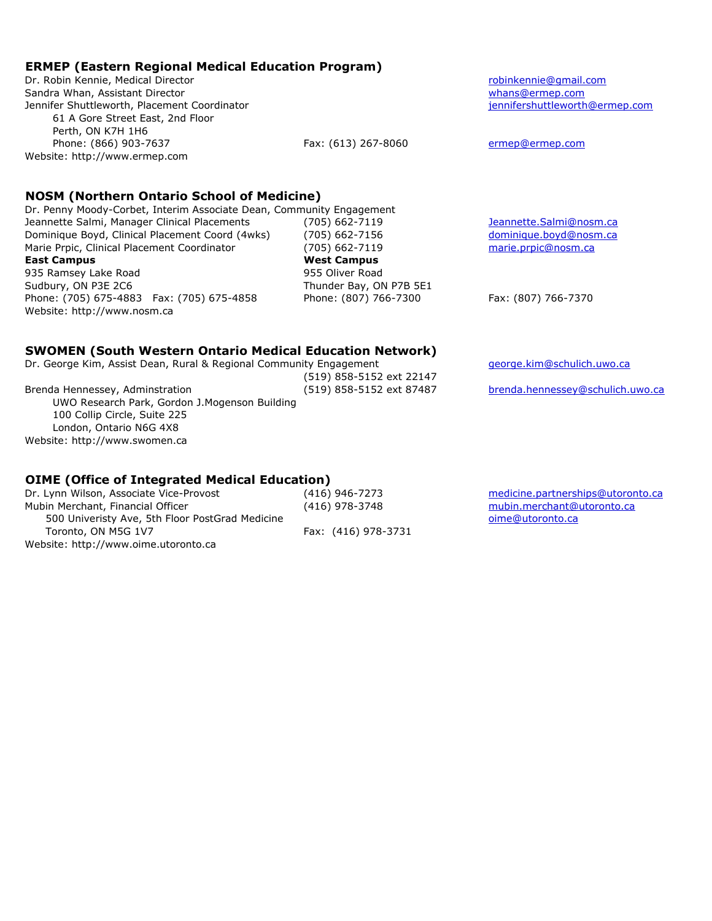## ERMEP (Eastern Regional Medical Education Program)

Dr. Robin Kennie, Medical Director robinkennie@gmail.com
Sandra Whan, Assistant Director whans@ermep.com
Jennifer Shuttleworth, Placement Coordinator jennifershuttleworth@ermep.com

61 A Gore Street East, 2nd Floor
Perth, ON K7H 1H6
Phone: (866) 903-7637 Fax: (613) 267-8060 ermep@ermep.com

Website: http://www.ermep.com

## NOSM (Northern Ontario School of Medicine)

Dr. Penny Moody-Corbet, Interim Associate Dean, Community Engagement
Jeannette Salmi, Manager Clinical Placements (705) 662-7119 Jeannette.Salmi@nosm.ca
Dominique Boyd, Clinical Placement Coord (4wks) (705) 662-7156 dominique.boyd@nosm.ca
Marie Prpic, Clinical Placement Coordinator (705) 662-7119 marie.prpic@nosm.ca

**East Campus**
935 Ramsey Lake Road
Sudbury, ON P3E 2C6
Phone: (705) 675-4883 Fax: (705) 675-4858

**West Campus**
955 Oliver Road
Thunder Bay, ON P7B 5E1
Phone: (807) 766-7300 Fax: (807) 766-7370

Website: http://www.nosm.ca

## SWOMEN (South Western Ontario Medical Education Network)

Dr. George Kim, Assist Dean, Rural & Regional Community Engagement (519) 858-5152 ext 22147 george.kim@schulich.uwo.ca
Brenda Hennessey, Adminstration (519) 858-5152 ext 87487 brenda.hennessey@schulich.uwo.ca

UWO Research Park, Gordon J.Mogenson Building
100 Collip Circle, Suite 225
London, Ontario N6G 4X8

Website: http://www.swomen.ca

## OIME (Office of Integrated Medical Education)

Dr. Lynn Wilson, Associate Vice-Provost (416) 946-7273 medicine.partnerships@utoronto.ca
Mubin Merchant, Financial Officer (416) 978-3748 mubin.merchant@utoronto.ca

500 Univeristy Ave, 5th Floor PostGrad Medicine oime@utoronto.ca
Toronto, ON M5G 1V7 Fax: (416) 978-3731

Website: http://www.oime.utoronto.ca